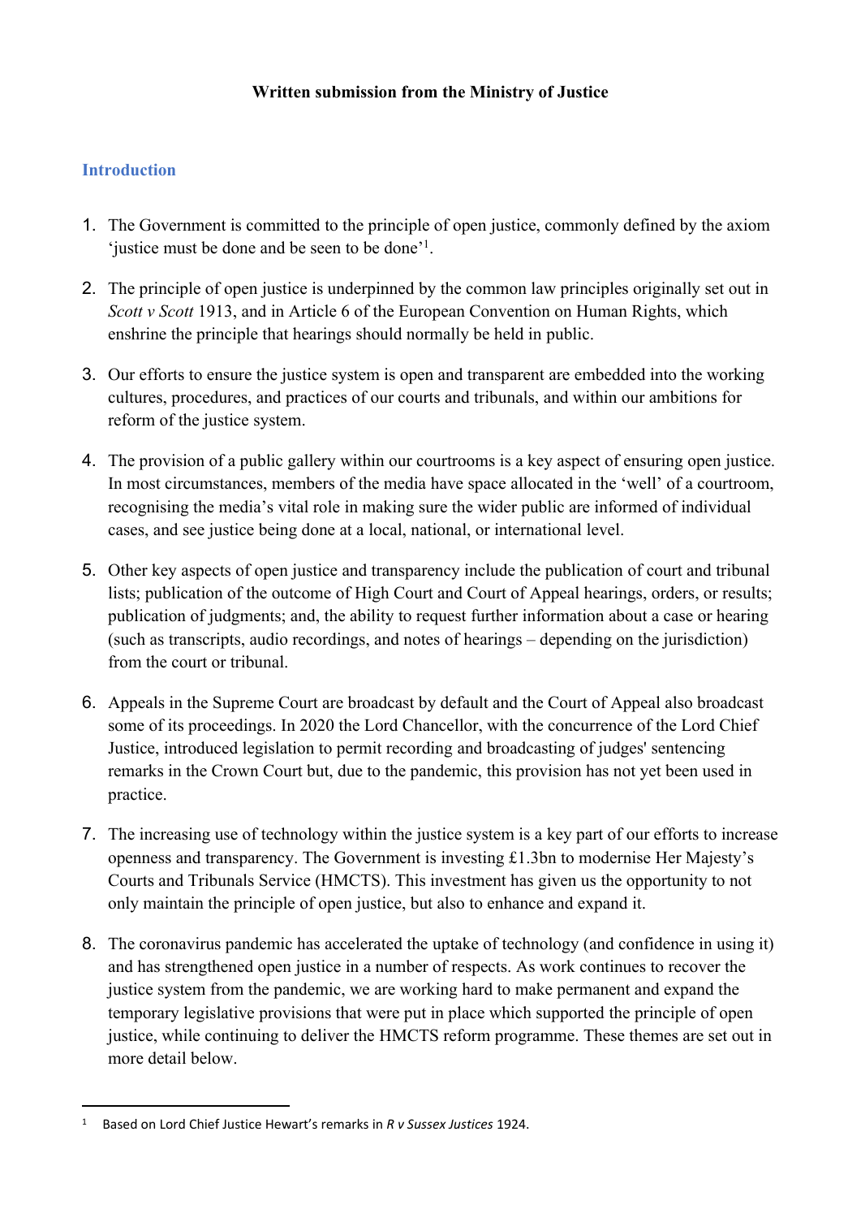**Written submission from the Ministry of Justice**

## Introduction

1. The Government is committed to the principle of open justice, commonly defined by the axiom 'justice must be done and be seen to be done'[1].

2. The principle of open justice is underpinned by the common law principles originally set out in *Scott v Scott* 1913, and in Article 6 of the European Convention on Human Rights, which enshrine the principle that hearings should normally be held in public.

3. Our efforts to ensure the justice system is open and transparent are embedded into the working cultures, procedures, and practices of our courts and tribunals, and within our ambitions for reform of the justice system.

4. The provision of a public gallery within our courtrooms is a key aspect of ensuring open justice. In most circumstances, members of the media have space allocated in the 'well' of a courtroom, recognising the media's vital role in making sure the wider public are informed of individual cases, and see justice being done at a local, national, or international level.

5. Other key aspects of open justice and transparency include the publication of court and tribunal lists; publication of the outcome of High Court and Court of Appeal hearings, orders, or results; publication of judgments; and, the ability to request further information about a case or hearing (such as transcripts, audio recordings, and notes of hearings – depending on the jurisdiction) from the court or tribunal.

6. Appeals in the Supreme Court are broadcast by default and the Court of Appeal also broadcast some of its proceedings. In 2020 the Lord Chancellor, with the concurrence of the Lord Chief Justice, introduced legislation to permit recording and broadcasting of judges' sentencing remarks in the Crown Court but, due to the pandemic, this provision has not yet been used in practice.

7. The increasing use of technology within the justice system is a key part of our efforts to increase openness and transparency. The Government is investing £1.3bn to modernise Her Majesty's Courts and Tribunals Service (HMCTS). This investment has given us the opportunity to not only maintain the principle of open justice, but also to enhance and expand it.

8. The coronavirus pandemic has accelerated the uptake of technology (and confidence in using it) and has strengthened open justice in a number of respects. As work continues to recover the justice system from the pandemic, we are working hard to make permanent and expand the temporary legislative provisions that were put in place which supported the principle of open justice, while continuing to deliver the HMCTS reform programme. These themes are set out in more detail below.

---

[1] Based on Lord Chief Justice Hewart's remarks in *R v Sussex Justices* 1924.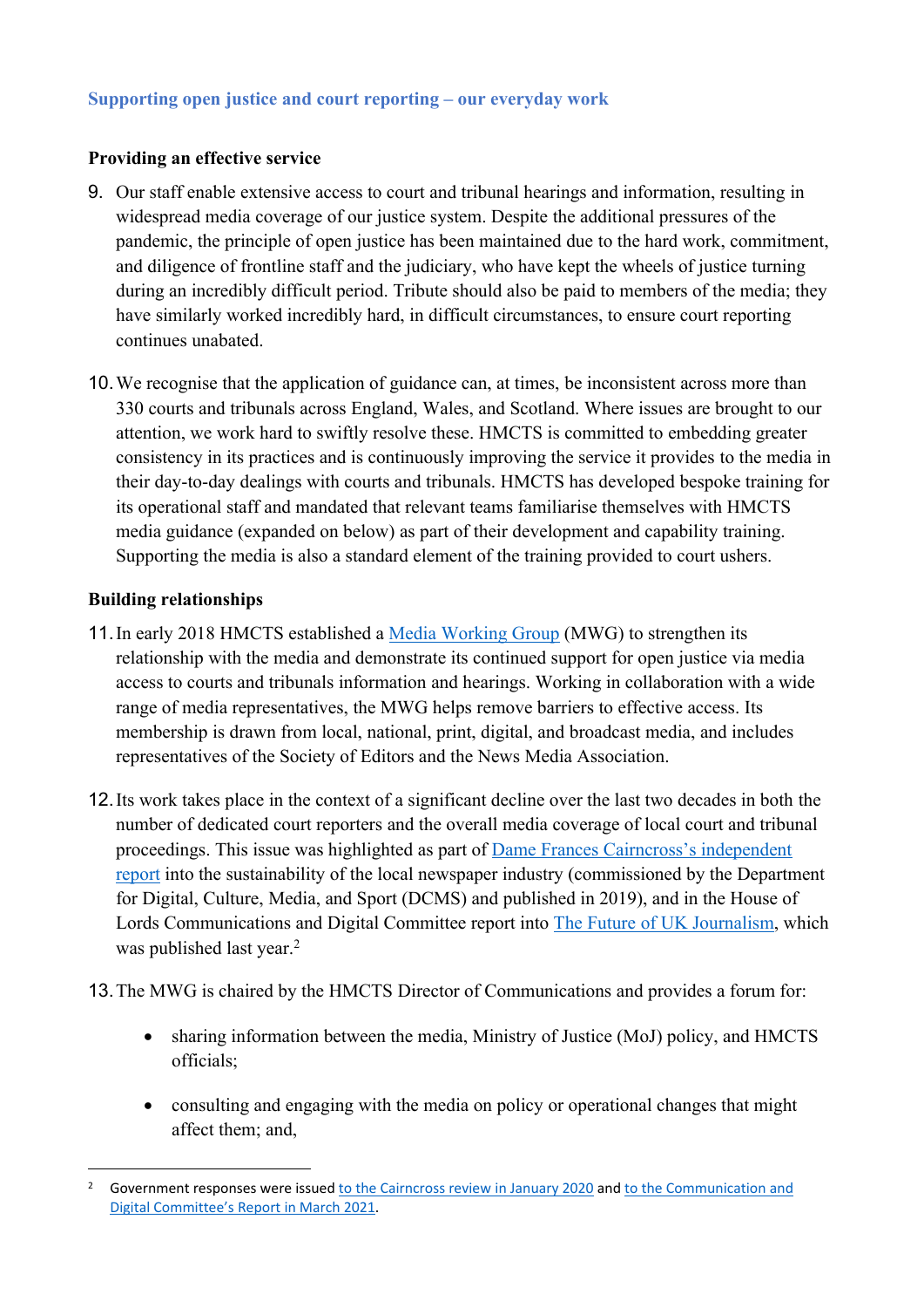## Supporting open justice and court reporting – our everyday work

### Providing an effective service

9. Our staff enable extensive access to court and tribunal hearings and information, resulting in widespread media coverage of our justice system. Despite the additional pressures of the pandemic, the principle of open justice has been maintained due to the hard work, commitment, and diligence of frontline staff and the judiciary, who have kept the wheels of justice turning during an incredibly difficult period. Tribute should also be paid to members of the media; they have similarly worked incredibly hard, in difficult circumstances, to ensure court reporting continues unabated.

10. We recognise that the application of guidance can, at times, be inconsistent across more than 330 courts and tribunals across England, Wales, and Scotland. Where issues are brought to our attention, we work hard to swiftly resolve these. HMCTS is committed to embedding greater consistency in its practices and is continuously improving the service it provides to the media in their day-to-day dealings with courts and tribunals. HMCTS has developed bespoke training for its operational staff and mandated that relevant teams familiarise themselves with HMCTS media guidance (expanded on below) as part of their development and capability training. Supporting the media is also a standard element of the training provided to court ushers.

### Building relationships

11. In early 2018 HMCTS established a Media Working Group (MWG) to strengthen its relationship with the media and demonstrate its continued support for open justice via media access to courts and tribunals information and hearings. Working in collaboration with a wide range of media representatives, the MWG helps remove barriers to effective access. Its membership is drawn from local, national, print, digital, and broadcast media, and includes representatives of the Society of Editors and the News Media Association.

12. Its work takes place in the context of a significant decline over the last two decades in both the number of dedicated court reporters and the overall media coverage of local court and tribunal proceedings. This issue was highlighted as part of Dame Frances Cairncross's independent report into the sustainability of the local newspaper industry (commissioned by the Department for Digital, Culture, Media, and Sport (DCMS) and published in 2019), and in the House of Lords Communications and Digital Committee report into The Future of UK Journalism, which was published last year.[2]

13. The MWG is chaired by the HMCTS Director of Communications and provides a forum for:

    - sharing information between the media, Ministry of Justice (MoJ) policy, and HMCTS officials;
    - consulting and engaging with the media on policy or operational changes that might affect them; and,

---

[2] Government responses were issued to the Cairncross review in January 2020 and to the Communication and Digital Committee's Report in March 2021.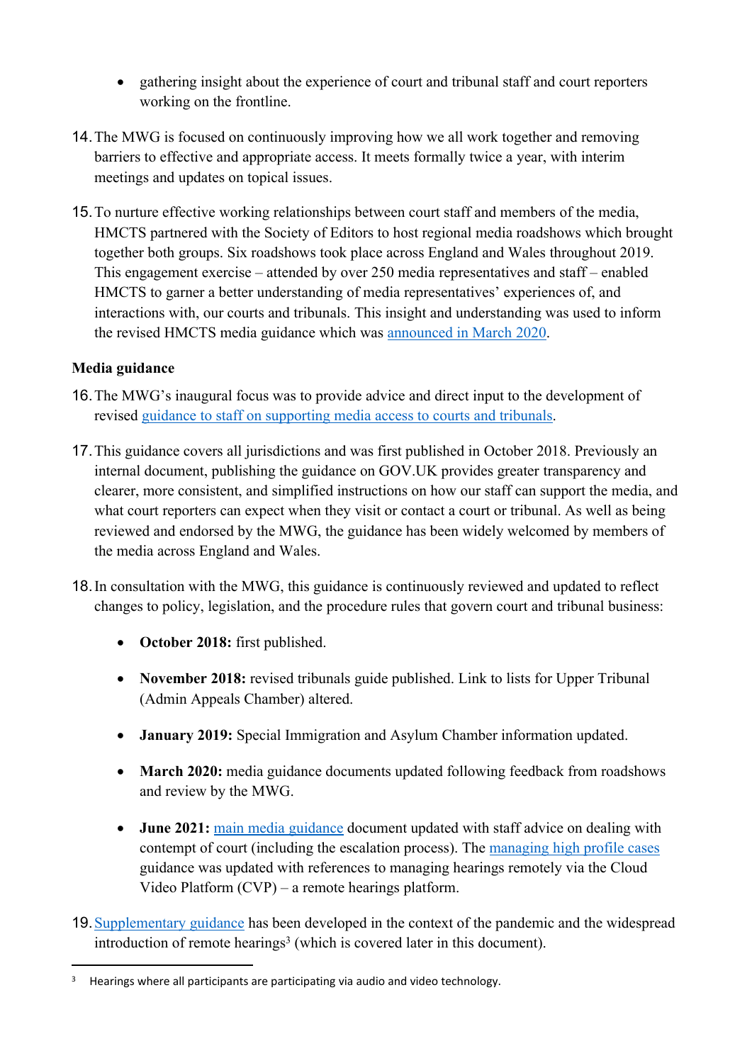- gathering insight about the experience of court and tribunal staff and court reporters working on the frontline.

14. The MWG is focused on continuously improving how we all work together and removing barriers to effective and appropriate access. It meets formally twice a year, with interim meetings and updates on topical issues.

15. To nurture effective working relationships between court staff and members of the media, HMCTS partnered with the Society of Editors to host regional media roadshows which brought together both groups. Six roadshows took place across England and Wales throughout 2019. This engagement exercise – attended by over 250 media representatives and staff – enabled HMCTS to garner a better understanding of media representatives' experiences of, and interactions with, our courts and tribunals. This insight and understanding was used to inform the revised HMCTS media guidance which was announced in March 2020.

**Media guidance**

16. The MWG's inaugural focus was to provide advice and direct input to the development of revised guidance to staff on supporting media access to courts and tribunals.

17. This guidance covers all jurisdictions and was first published in October 2018. Previously an internal document, publishing the guidance on GOV.UK provides greater transparency and clearer, more consistent, and simplified instructions on how our staff can support the media, and what court reporters can expect when they visit or contact a court or tribunal. As well as being reviewed and endorsed by the MWG, the guidance has been widely welcomed by members of the media across England and Wales.

18. In consultation with the MWG, this guidance is continuously reviewed and updated to reflect changes to policy, legislation, and the procedure rules that govern court and tribunal business:

    - **October 2018:** first published.
    - **November 2018:** revised tribunals guide published. Link to lists for Upper Tribunal (Admin Appeals Chamber) altered.
    - **January 2019:** Special Immigration and Asylum Chamber information updated.
    - **March 2020:** media guidance documents updated following feedback from roadshows and review by the MWG.
    - **June 2021:** main media guidance document updated with staff advice on dealing with contempt of court (including the escalation process). The managing high profile cases guidance was updated with references to managing hearings remotely via the Cloud Video Platform (CVP) – a remote hearings platform.

19. Supplementary guidance has been developed in the context of the pandemic and the widespread introduction of remote hearings[3] (which is covered later in this document).

[3] Hearings where all participants are participating via audio and video technology.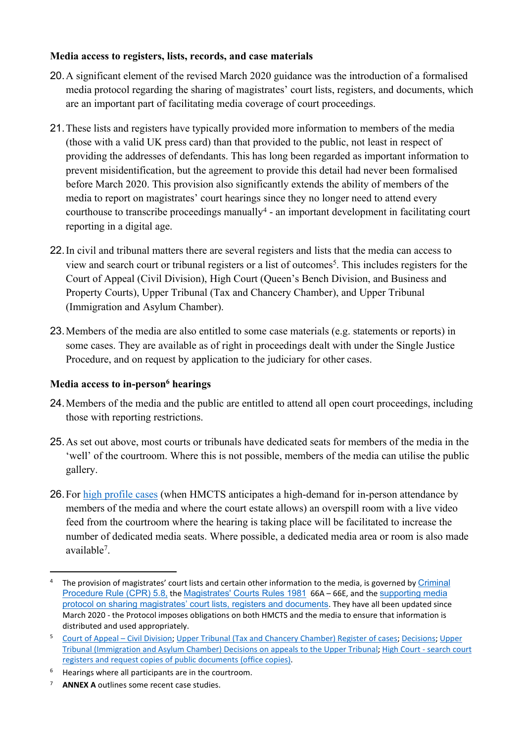**Media access to registers, lists, records, and case materials**

20. A significant element of the revised March 2020 guidance was the introduction of a formalised media protocol regarding the sharing of magistrates' court lists, registers, and documents, which are an important part of facilitating media coverage of court proceedings.

21. These lists and registers have typically provided more information to members of the media (those with a valid UK press card) than that provided to the public, not least in respect of providing the addresses of defendants. This has long been regarded as important information to prevent misidentification, but the agreement to provide this detail had never been formalised before March 2020. This provision also significantly extends the ability of members of the media to report on magistrates' court hearings since they no longer need to attend every courthouse to transcribe proceedings manually[4] - an important development in facilitating court reporting in a digital age.

22. In civil and tribunal matters there are several registers and lists that the media can access to view and search court or tribunal registers or a list of outcomes[5]. This includes registers for the Court of Appeal (Civil Division), High Court (Queen's Bench Division, and Business and Property Courts), Upper Tribunal (Tax and Chancery Chamber), and Upper Tribunal (Immigration and Asylum Chamber).

23. Members of the media are also entitled to some case materials (e.g. statements or reports) in some cases. They are available as of right in proceedings dealt with under the Single Justice Procedure, and on request by application to the judiciary for other cases.

**Media access to in-person[6] hearings**

24. Members of the media and the public are entitled to attend all open court proceedings, including those with reporting restrictions.

25. As set out above, most courts or tribunals have dedicated seats for members of the media in the 'well' of the courtroom. Where this is not possible, members of the media can utilise the public gallery.

26. For high profile cases (when HMCTS anticipates a high-demand for in-person attendance by members of the media and where the court estate allows) an overspill room with a live video feed from the courtroom where the hearing is taking place will be facilitated to increase the number of dedicated media seats. Where possible, a dedicated media area or room is also made available[7].

---

[4] The provision of magistrates' court lists and certain other information to the media, is governed by Criminal Procedure Rule (CPR) 5.8, the Magistrates' Courts Rules 1981 66A – 66E, and the supporting media protocol on sharing magistrates' court lists, registers and documents. They have all been updated since March 2020 - the Protocol imposes obligations on both HMCTS and the media to ensure that information is distributed and used appropriately.

[5] Court of Appeal – Civil Division; Upper Tribunal (Tax and Chancery Chamber) Register of cases; Decisions; Upper Tribunal (Immigration and Asylum Chamber) Decisions on appeals to the Upper Tribunal; High Court - search court registers and request copies of public documents (office copies).

[6] Hearings where all participants are in the courtroom.

[7] **ANNEX A** outlines some recent case studies.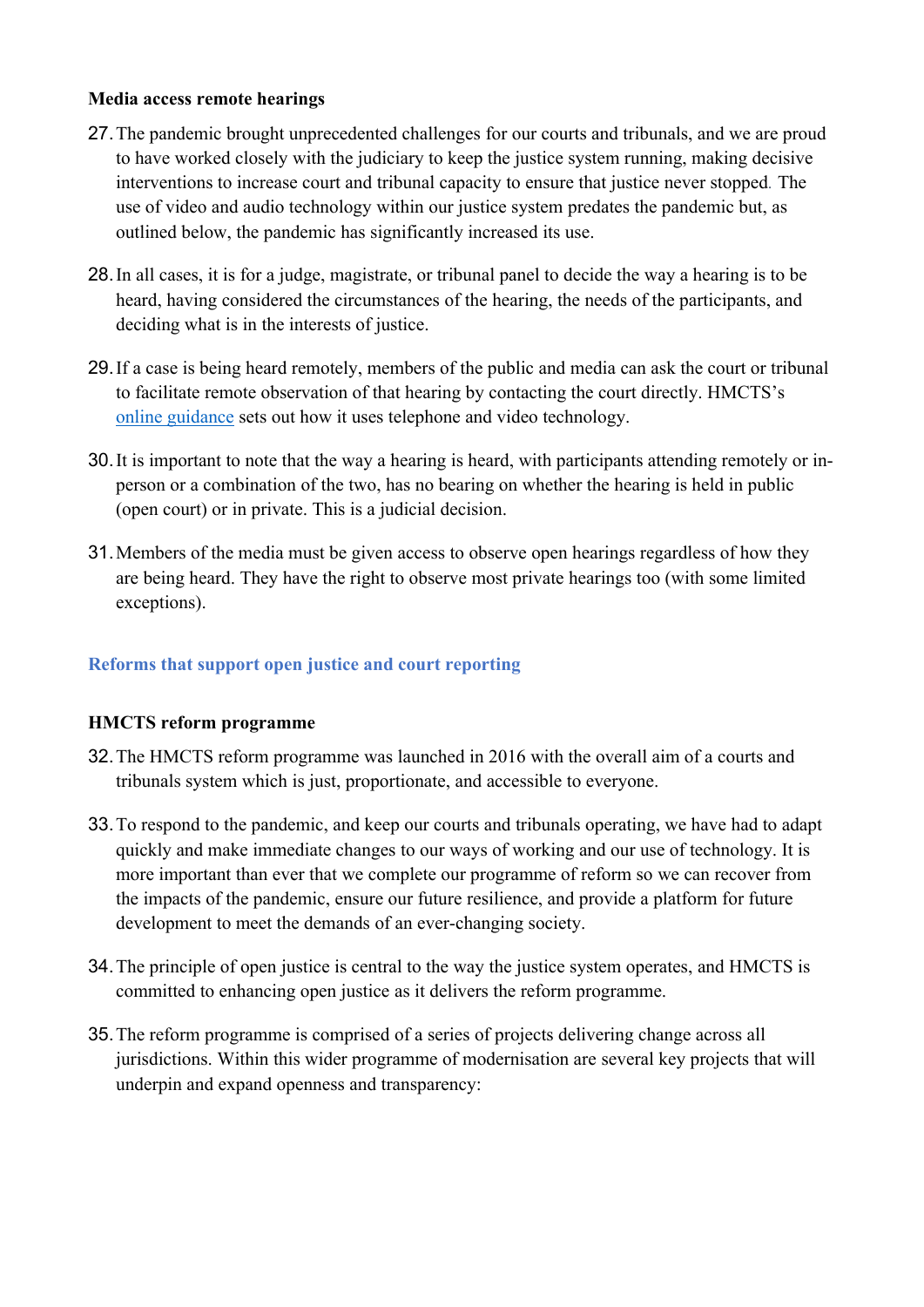**Media access remote hearings**

27. The pandemic brought unprecedented challenges for our courts and tribunals, and we are proud to have worked closely with the judiciary to keep the justice system running, making decisive interventions to increase court and tribunal capacity to ensure that justice never stopped. The use of video and audio technology within our justice system predates the pandemic but, as outlined below, the pandemic has significantly increased its use.

28. In all cases, it is for a judge, magistrate, or tribunal panel to decide the way a hearing is to be heard, having considered the circumstances of the hearing, the needs of the participants, and deciding what is in the interests of justice.

29. If a case is being heard remotely, members of the public and media can ask the court or tribunal to facilitate remote observation of that hearing by contacting the court directly. HMCTS's online guidance sets out how it uses telephone and video technology.

30. It is important to note that the way a hearing is heard, with participants attending remotely or in-person or a combination of the two, has no bearing on whether the hearing is held in public (open court) or in private. This is a judicial decision.

31. Members of the media must be given access to observe open hearings regardless of how they are being heard. They have the right to observe most private hearings too (with some limited exceptions).

## Reforms that support open justice and court reporting

**HMCTS reform programme**

32. The HMCTS reform programme was launched in 2016 with the overall aim of a courts and tribunals system which is just, proportionate, and accessible to everyone.

33. To respond to the pandemic, and keep our courts and tribunals operating, we have had to adapt quickly and make immediate changes to our ways of working and our use of technology. It is more important than ever that we complete our programme of reform so we can recover from the impacts of the pandemic, ensure our future resilience, and provide a platform for future development to meet the demands of an ever-changing society.

34. The principle of open justice is central to the way the justice system operates, and HMCTS is committed to enhancing open justice as it delivers the reform programme.

35. The reform programme is comprised of a series of projects delivering change across all jurisdictions. Within this wider programme of modernisation are several key projects that will underpin and expand openness and transparency: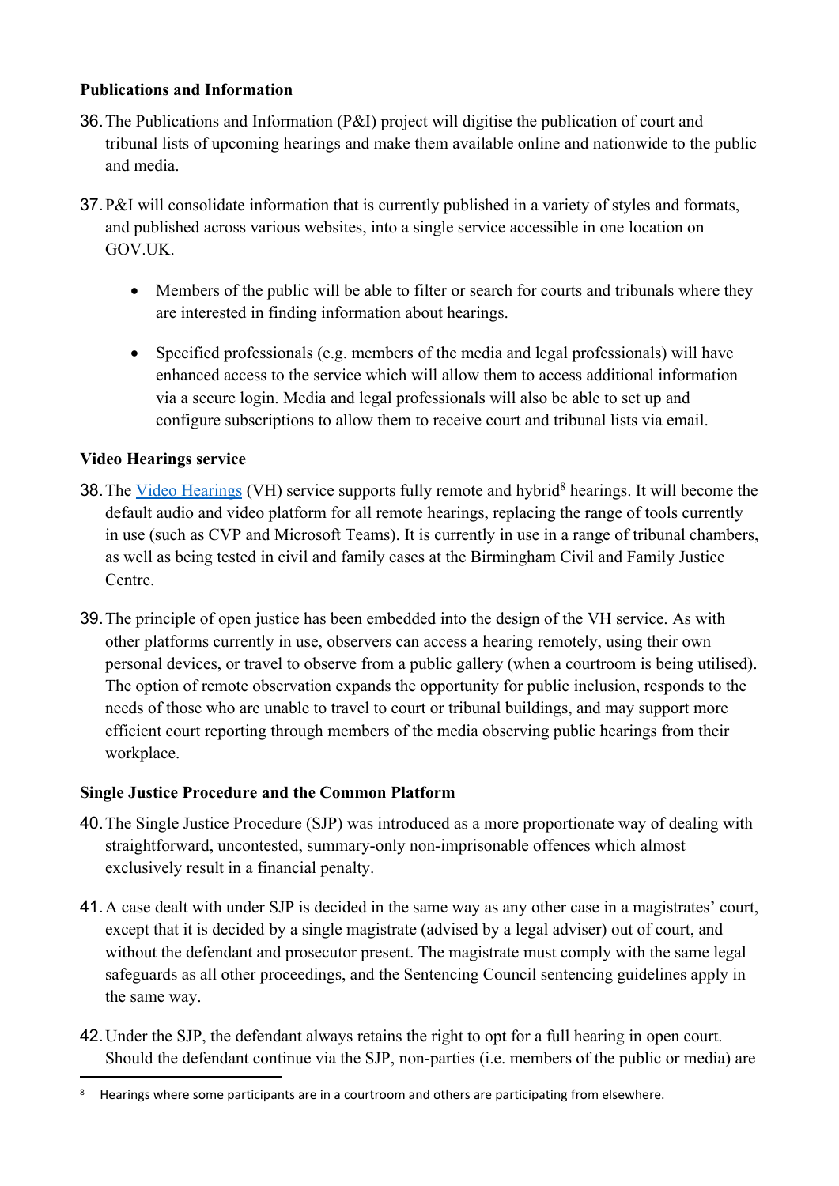**Publications and Information**

36. The Publications and Information (P&I) project will digitise the publication of court and tribunal lists of upcoming hearings and make them available online and nationwide to the public and media.

37. P&I will consolidate information that is currently published in a variety of styles and formats, and published across various websites, into a single service accessible in one location on GOV.UK.

   - Members of the public will be able to filter or search for courts and tribunals where they are interested in finding information about hearings.

   - Specified professionals (e.g. members of the media and legal professionals) will have enhanced access to the service which will allow them to access additional information via a secure login. Media and legal professionals will also be able to set up and configure subscriptions to allow them to receive court and tribunal lists via email.

**Video Hearings service**

38. The Video Hearings (VH) service supports fully remote and hybrid[8] hearings. It will become the default audio and video platform for all remote hearings, replacing the range of tools currently in use (such as CVP and Microsoft Teams). It is currently in use in a range of tribunal chambers, as well as being tested in civil and family cases at the Birmingham Civil and Family Justice Centre.

39. The principle of open justice has been embedded into the design of the VH service. As with other platforms currently in use, observers can access a hearing remotely, using their own personal devices, or travel to observe from a public gallery (when a courtroom is being utilised). The option of remote observation expands the opportunity for public inclusion, responds to the needs of those who are unable to travel to court or tribunal buildings, and may support more efficient court reporting through members of the media observing public hearings from their workplace.

**Single Justice Procedure and the Common Platform**

40. The Single Justice Procedure (SJP) was introduced as a more proportionate way of dealing with straightforward, uncontested, summary-only non-imprisonable offences which almost exclusively result in a financial penalty.

41. A case dealt with under SJP is decided in the same way as any other case in a magistrates' court, except that it is decided by a single magistrate (advised by a legal adviser) out of court, and without the defendant and prosecutor present. The magistrate must comply with the same legal safeguards as all other proceedings, and the Sentencing Council sentencing guidelines apply in the same way.

42. Under the SJP, the defendant always retains the right to opt for a full hearing in open court. Should the defendant continue via the SJP, non-parties (i.e. members of the public or media) are

[8] Hearings where some participants are in a courtroom and others are participating from elsewhere.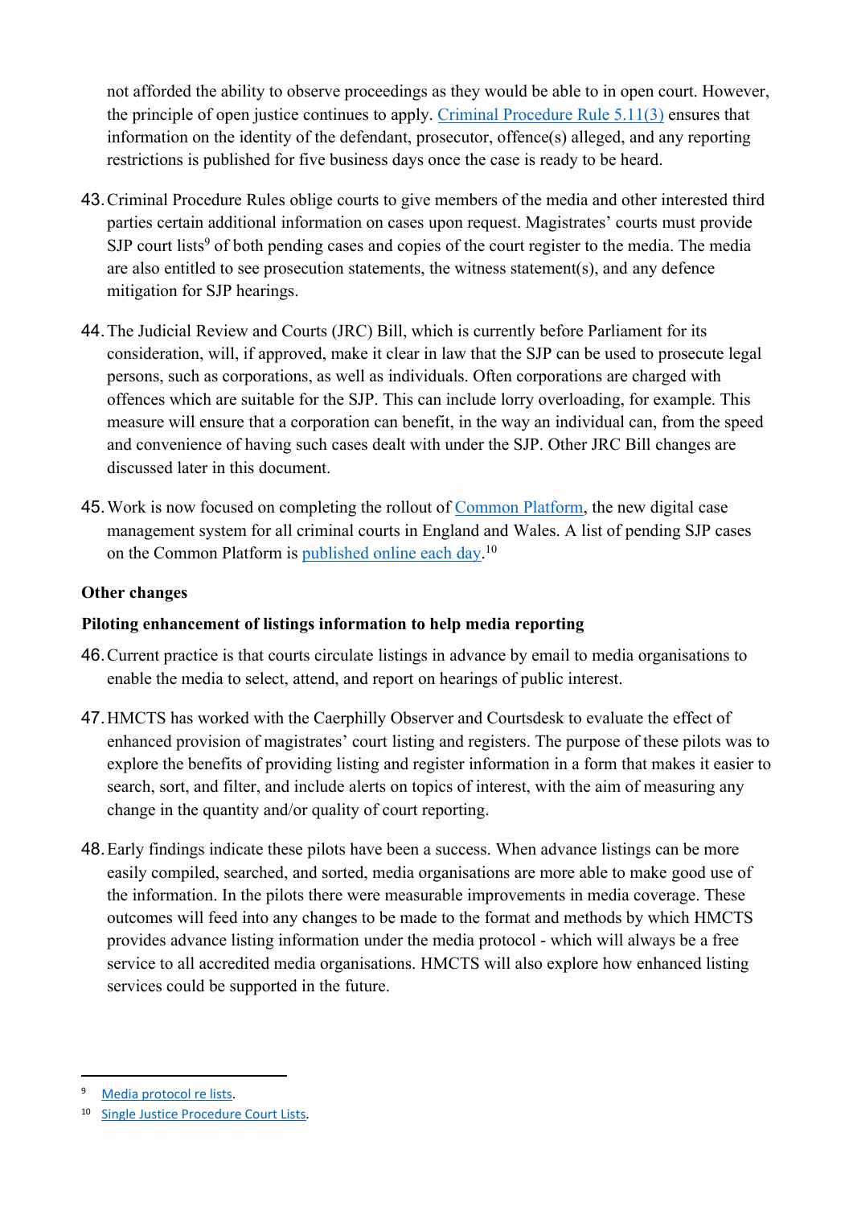not afforded the ability to observe proceedings as they would be able to in open court. However, the principle of open justice continues to apply. Criminal Procedure Rule 5.11(3) ensures that information on the identity of the defendant, prosecutor, offence(s) alleged, and any reporting restrictions is published for five business days once the case is ready to be heard.

43. Criminal Procedure Rules oblige courts to give members of the media and other interested third parties certain additional information on cases upon request. Magistrates' courts must provide SJP court lists[9] of both pending cases and copies of the court register to the media. The media are also entitled to see prosecution statements, the witness statement(s), and any defence mitigation for SJP hearings.

44. The Judicial Review and Courts (JRC) Bill, which is currently before Parliament for its consideration, will, if approved, make it clear in law that the SJP can be used to prosecute legal persons, such as corporations, as well as individuals. Often corporations are charged with offences which are suitable for the SJP. This can include lorry overloading, for example. This measure will ensure that a corporation can benefit, in the way an individual can, from the speed and convenience of having such cases dealt with under the SJP. Other JRC Bill changes are discussed later in this document.

45. Work is now focused on completing the rollout of Common Platform, the new digital case management system for all criminal courts in England and Wales. A list of pending SJP cases on the Common Platform is published online each day.[10]

**Other changes**

**Piloting enhancement of listings information to help media reporting**

46. Current practice is that courts circulate listings in advance by email to media organisations to enable the media to select, attend, and report on hearings of public interest.

47. HMCTS has worked with the Caerphilly Observer and Courtsdesk to evaluate the effect of enhanced provision of magistrates' court listing and registers. The purpose of these pilots was to explore the benefits of providing listing and register information in a form that makes it easier to search, sort, and filter, and include alerts on topics of interest, with the aim of measuring any change in the quantity and/or quality of court reporting.

48. Early findings indicate these pilots have been a success. When advance listings can be more easily compiled, searched, and sorted, media organisations are more able to make good use of the information. In the pilots there were measurable improvements in media coverage. These outcomes will feed into any changes to be made to the format and methods by which HMCTS provides advance listing information under the media protocol - which will always be a free service to all accredited media organisations. HMCTS will also explore how enhanced listing services could be supported in the future.

---

[9] Media protocol re lists.

[10] Single Justice Procedure Court Lists.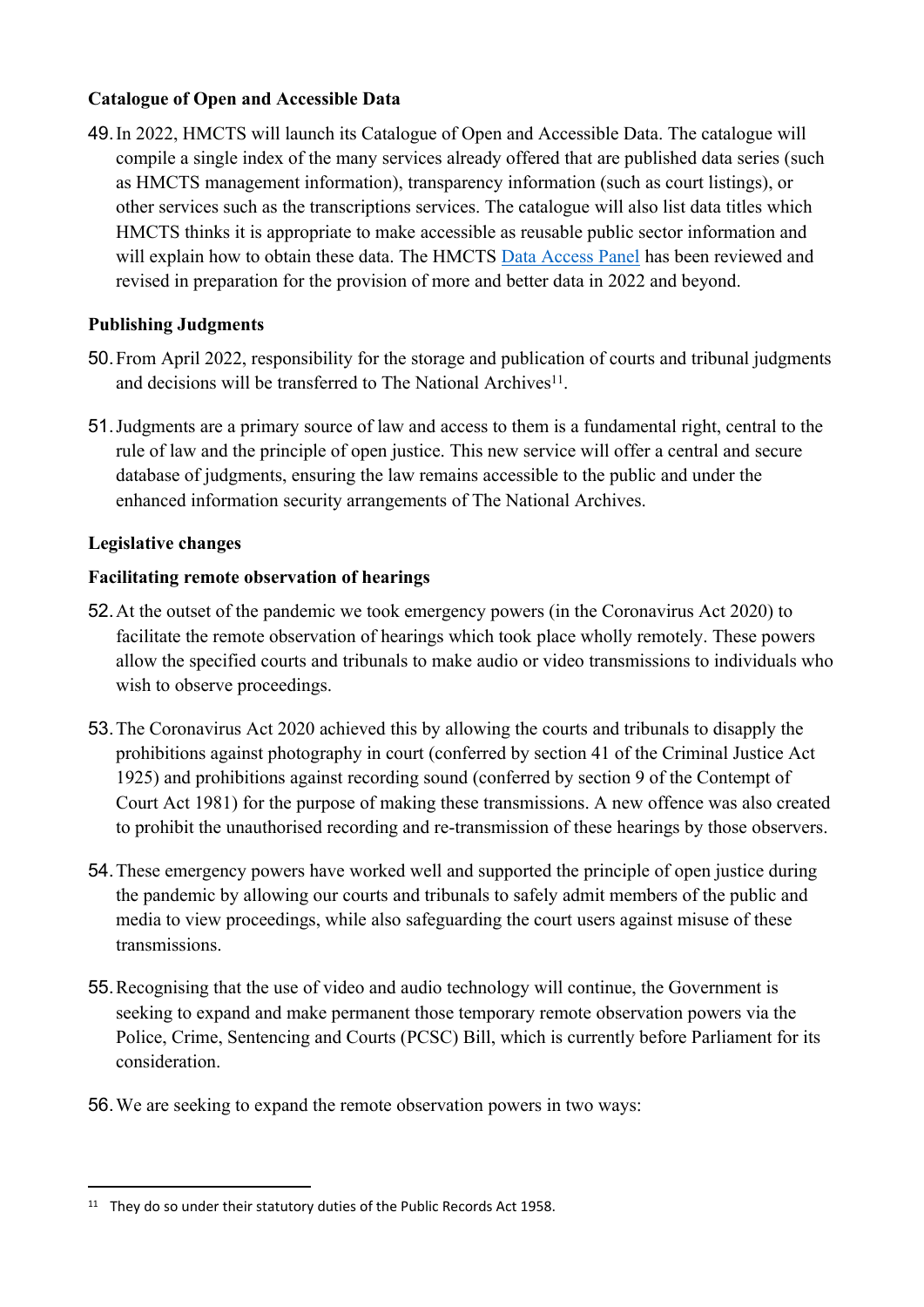**Catalogue of Open and Accessible Data**

49. In 2022, HMCTS will launch its Catalogue of Open and Accessible Data. The catalogue will compile a single index of the many services already offered that are published data series (such as HMCTS management information), transparency information (such as court listings), or other services such as the transcriptions services. The catalogue will also list data titles which HMCTS thinks it is appropriate to make accessible as reusable public sector information and will explain how to obtain these data. The HMCTS Data Access Panel has been reviewed and revised in preparation for the provision of more and better data in 2022 and beyond.

**Publishing Judgments**

50. From April 2022, responsibility for the storage and publication of courts and tribunal judgments and decisions will be transferred to The National Archives[11].

51. Judgments are a primary source of law and access to them is a fundamental right, central to the rule of law and the principle of open justice. This new service will offer a central and secure database of judgments, ensuring the law remains accessible to the public and under the enhanced information security arrangements of The National Archives.

**Legislative changes**

**Facilitating remote observation of hearings**

52. At the outset of the pandemic we took emergency powers (in the Coronavirus Act 2020) to facilitate the remote observation of hearings which took place wholly remotely. These powers allow the specified courts and tribunals to make audio or video transmissions to individuals who wish to observe proceedings.

53. The Coronavirus Act 2020 achieved this by allowing the courts and tribunals to disapply the prohibitions against photography in court (conferred by section 41 of the Criminal Justice Act 1925) and prohibitions against recording sound (conferred by section 9 of the Contempt of Court Act 1981) for the purpose of making these transmissions. A new offence was also created to prohibit the unauthorised recording and re-transmission of these hearings by those observers.

54. These emergency powers have worked well and supported the principle of open justice during the pandemic by allowing our courts and tribunals to safely admit members of the public and media to view proceedings, while also safeguarding the court users against misuse of these transmissions.

55. Recognising that the use of video and audio technology will continue, the Government is seeking to expand and make permanent those temporary remote observation powers via the Police, Crime, Sentencing and Courts (PCSC) Bill, which is currently before Parliament for its consideration.

56. We are seeking to expand the remote observation powers in two ways:

---

[11] They do so under their statutory duties of the Public Records Act 1958.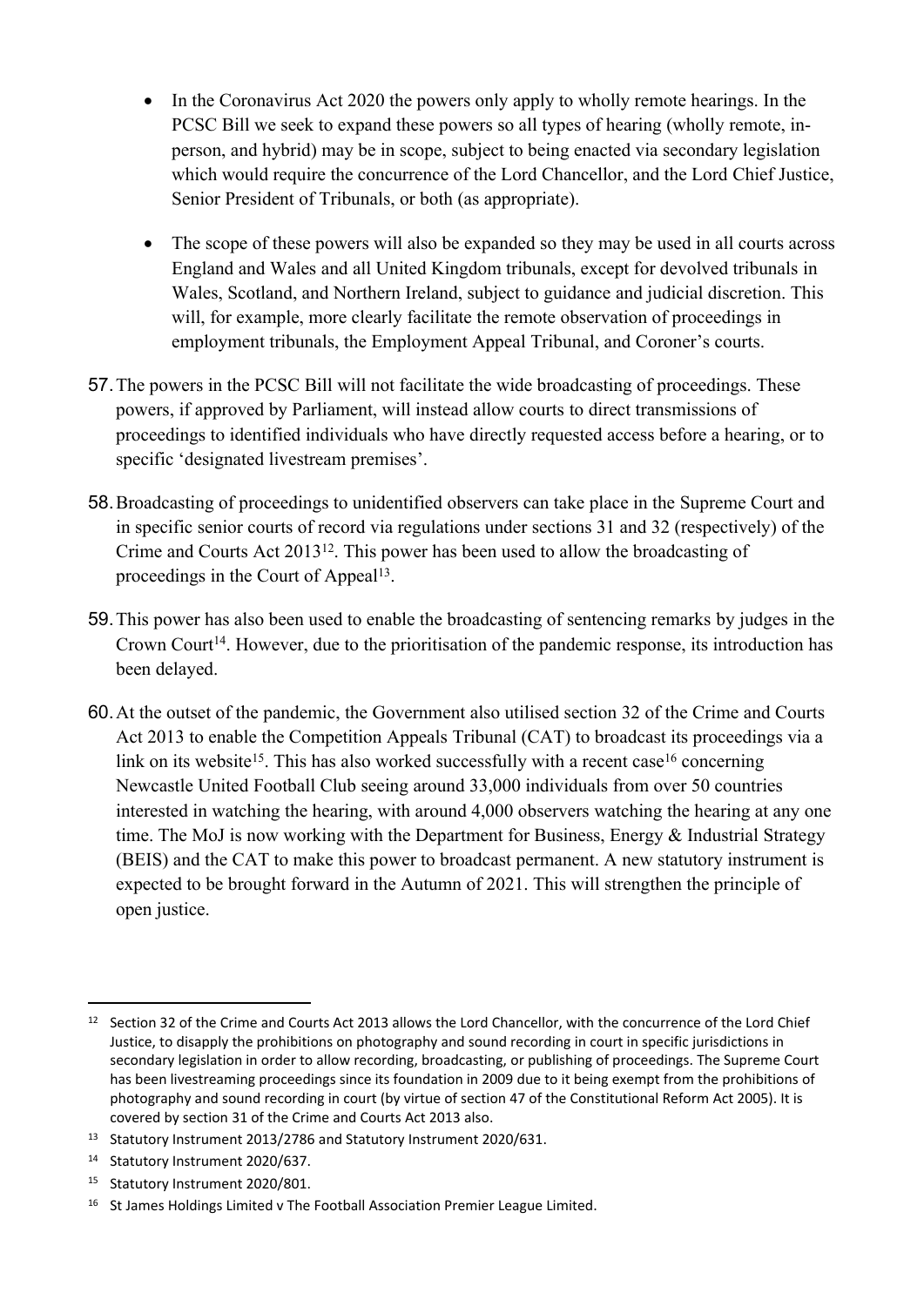- In the Coronavirus Act 2020 the powers only apply to wholly remote hearings. In the PCSC Bill we seek to expand these powers so all types of hearing (wholly remote, in-person, and hybrid) may be in scope, subject to being enacted via secondary legislation which would require the concurrence of the Lord Chancellor, and the Lord Chief Justice, Senior President of Tribunals, or both (as appropriate).

- The scope of these powers will also be expanded so they may be used in all courts across England and Wales and all United Kingdom tribunals, except for devolved tribunals in Wales, Scotland, and Northern Ireland, subject to guidance and judicial discretion. This will, for example, more clearly facilitate the remote observation of proceedings in employment tribunals, the Employment Appeal Tribunal, and Coroner's courts.

57. The powers in the PCSC Bill will not facilitate the wide broadcasting of proceedings. These powers, if approved by Parliament, will instead allow courts to direct transmissions of proceedings to identified individuals who have directly requested access before a hearing, or to specific 'designated livestream premises'.

58. Broadcasting of proceedings to unidentified observers can take place in the Supreme Court and in specific senior courts of record via regulations under sections 31 and 32 (respectively) of the Crime and Courts Act 2013[12]. This power has been used to allow the broadcasting of proceedings in the Court of Appeal[13].

59. This power has also been used to enable the broadcasting of sentencing remarks by judges in the Crown Court[14]. However, due to the prioritisation of the pandemic response, its introduction has been delayed.

60. At the outset of the pandemic, the Government also utilised section 32 of the Crime and Courts Act 2013 to enable the Competition Appeals Tribunal (CAT) to broadcast its proceedings via a link on its website[15]. This has also worked successfully with a recent case[16] concerning Newcastle United Football Club seeing around 33,000 individuals from over 50 countries interested in watching the hearing, with around 4,000 observers watching the hearing at any one time. The MoJ is now working with the Department for Business, Energy & Industrial Strategy (BEIS) and the CAT to make this power to broadcast permanent. A new statutory instrument is expected to be brought forward in the Autumn of 2021. This will strengthen the principle of open justice.

---

[12] Section 32 of the Crime and Courts Act 2013 allows the Lord Chancellor, with the concurrence of the Lord Chief Justice, to disapply the prohibitions on photography and sound recording in court in specific jurisdictions in secondary legislation in order to allow recording, broadcasting, or publishing of proceedings. The Supreme Court has been livestreaming proceedings since its foundation in 2009 due to it being exempt from the prohibitions of photography and sound recording in court (by virtue of section 47 of the Constitutional Reform Act 2005). It is covered by section 31 of the Crime and Courts Act 2013 also.

[13] Statutory Instrument 2013/2786 and Statutory Instrument 2020/631.

[14] Statutory Instrument 2020/637.

[15] Statutory Instrument 2020/801.

[16] St James Holdings Limited v The Football Association Premier League Limited.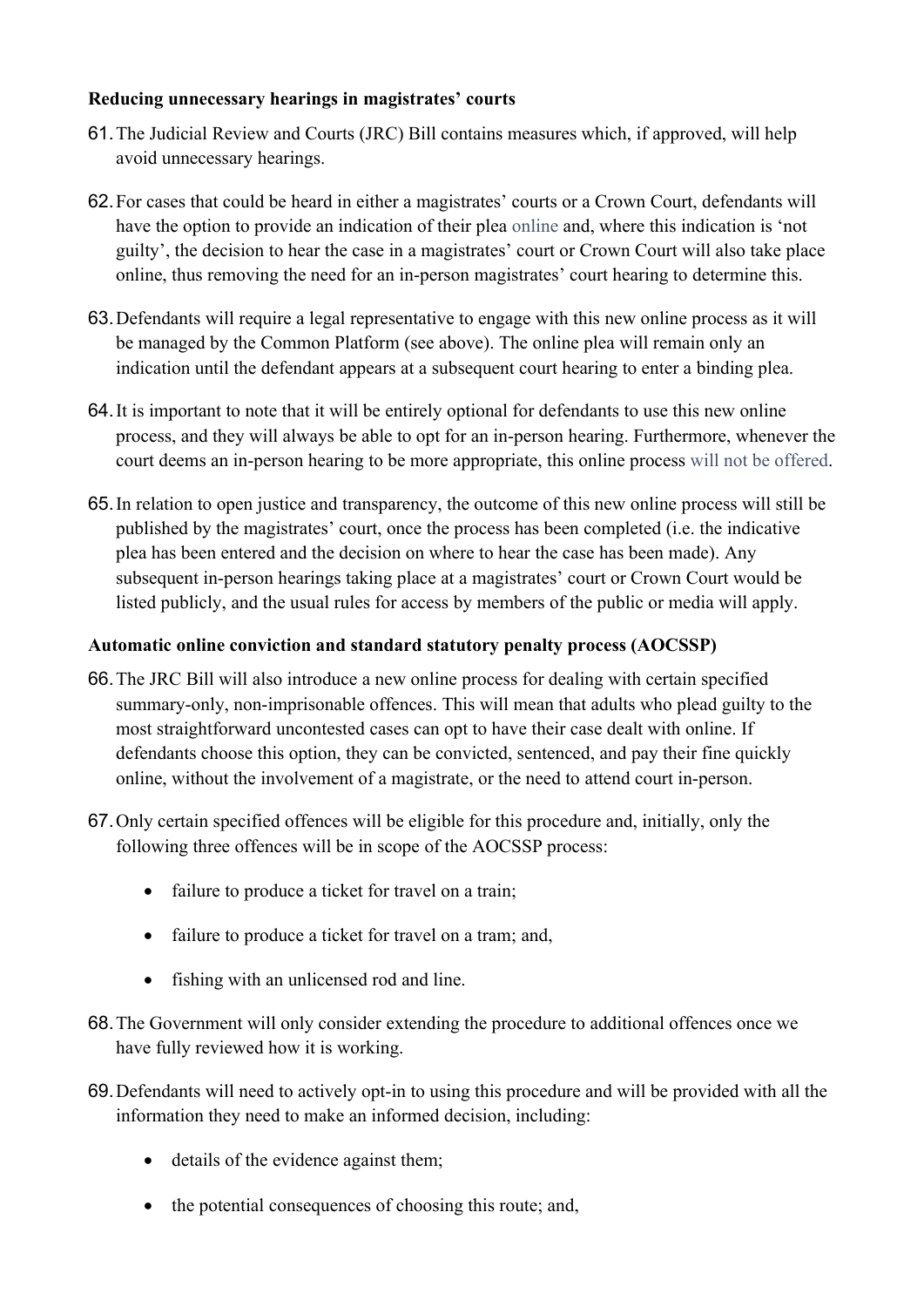**Reducing unnecessary hearings in magistrates' courts**

61. The Judicial Review and Courts (JRC) Bill contains measures which, if approved, will help avoid unnecessary hearings.

62. For cases that could be heard in either a magistrates' courts or a Crown Court, defendants will have the option to provide an indication of their plea online and, where this indication is 'not guilty', the decision to hear the case in a magistrates' court or Crown Court will also take place online, thus removing the need for an in-person magistrates' court hearing to determine this.

63. Defendants will require a legal representative to engage with this new online process as it will be managed by the Common Platform (see above). The online plea will remain only an indication until the defendant appears at a subsequent court hearing to enter a binding plea.

64. It is important to note that it will be entirely optional for defendants to use this new online process, and they will always be able to opt for an in-person hearing. Furthermore, whenever the court deems an in-person hearing to be more appropriate, this online process will not be offered.

65. In relation to open justice and transparency, the outcome of this new online process will still be published by the magistrates' court, once the process has been completed (i.e. the indicative plea has been entered and the decision on where to hear the case has been made). Any subsequent in-person hearings taking place at a magistrates' court or Crown Court would be listed publicly, and the usual rules for access by members of the public or media will apply.

**Automatic online conviction and standard statutory penalty process (AOCSSP)**

66. The JRC Bill will also introduce a new online process for dealing with certain specified summary-only, non-imprisonable offences. This will mean that adults who plead guilty to the most straightforward uncontested cases can opt to have their case dealt with online. If defendants choose this option, they can be convicted, sentenced, and pay their fine quickly online, without the involvement of a magistrate, or the need to attend court in-person.

67. Only certain specified offences will be eligible for this procedure and, initially, only the following three offences will be in scope of the AOCSSP process:

    - failure to produce a ticket for travel on a train;
    - failure to produce a ticket for travel on a tram; and,
    - fishing with an unlicensed rod and line.

68. The Government will only consider extending the procedure to additional offences once we have fully reviewed how it is working.

69. Defendants will need to actively opt-in to using this procedure and will be provided with all the information they need to make an informed decision, including:

    - details of the evidence against them;
    - the potential consequences of choosing this route; and,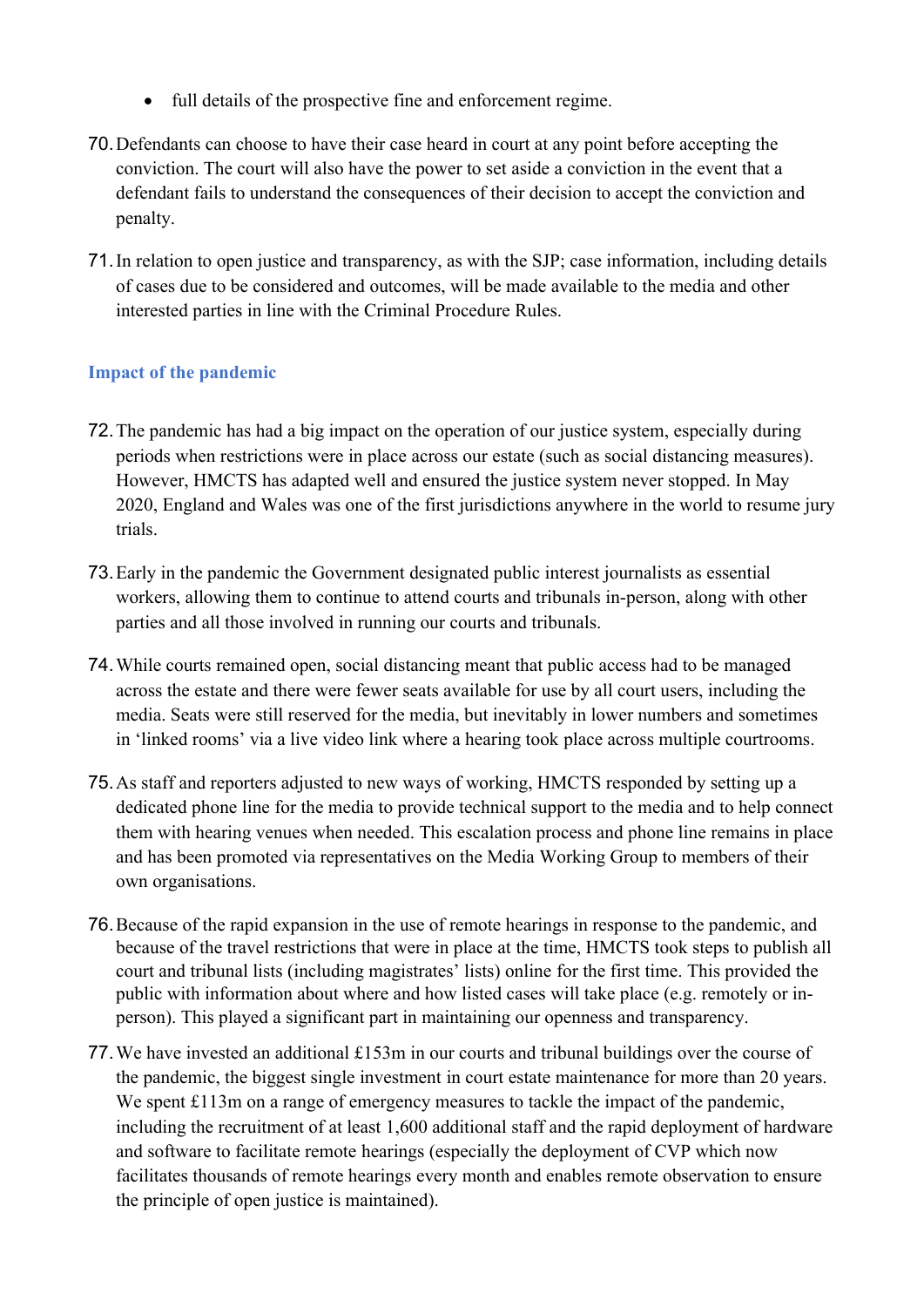- full details of the prospective fine and enforcement regime.

70. Defendants can choose to have their case heard in court at any point before accepting the conviction. The court will also have the power to set aside a conviction in the event that a defendant fails to understand the consequences of their decision to accept the conviction and penalty.

71. In relation to open justice and transparency, as with the SJP; case information, including details of cases due to be considered and outcomes, will be made available to the media and other interested parties in line with the Criminal Procedure Rules.

### Impact of the pandemic

72. The pandemic has had a big impact on the operation of our justice system, especially during periods when restrictions were in place across our estate (such as social distancing measures). However, HMCTS has adapted well and ensured the justice system never stopped. In May 2020, England and Wales was one of the first jurisdictions anywhere in the world to resume jury trials.

73. Early in the pandemic the Government designated public interest journalists as essential workers, allowing them to continue to attend courts and tribunals in-person, along with other parties and all those involved in running our courts and tribunals.

74. While courts remained open, social distancing meant that public access had to be managed across the estate and there were fewer seats available for use by all court users, including the media. Seats were still reserved for the media, but inevitably in lower numbers and sometimes in 'linked rooms' via a live video link where a hearing took place across multiple courtrooms.

75. As staff and reporters adjusted to new ways of working, HMCTS responded by setting up a dedicated phone line for the media to provide technical support to the media and to help connect them with hearing venues when needed. This escalation process and phone line remains in place and has been promoted via representatives on the Media Working Group to members of their own organisations.

76. Because of the rapid expansion in the use of remote hearings in response to the pandemic, and because of the travel restrictions that were in place at the time, HMCTS took steps to publish all court and tribunal lists (including magistrates' lists) online for the first time. This provided the public with information about where and how listed cases will take place (e.g. remotely or in-person). This played a significant part in maintaining our openness and transparency.

77. We have invested an additional £153m in our courts and tribunal buildings over the course of the pandemic, the biggest single investment in court estate maintenance for more than 20 years. We spent £113m on a range of emergency measures to tackle the impact of the pandemic, including the recruitment of at least 1,600 additional staff and the rapid deployment of hardware and software to facilitate remote hearings (especially the deployment of CVP which now facilitates thousands of remote hearings every month and enables remote observation to ensure the principle of open justice is maintained).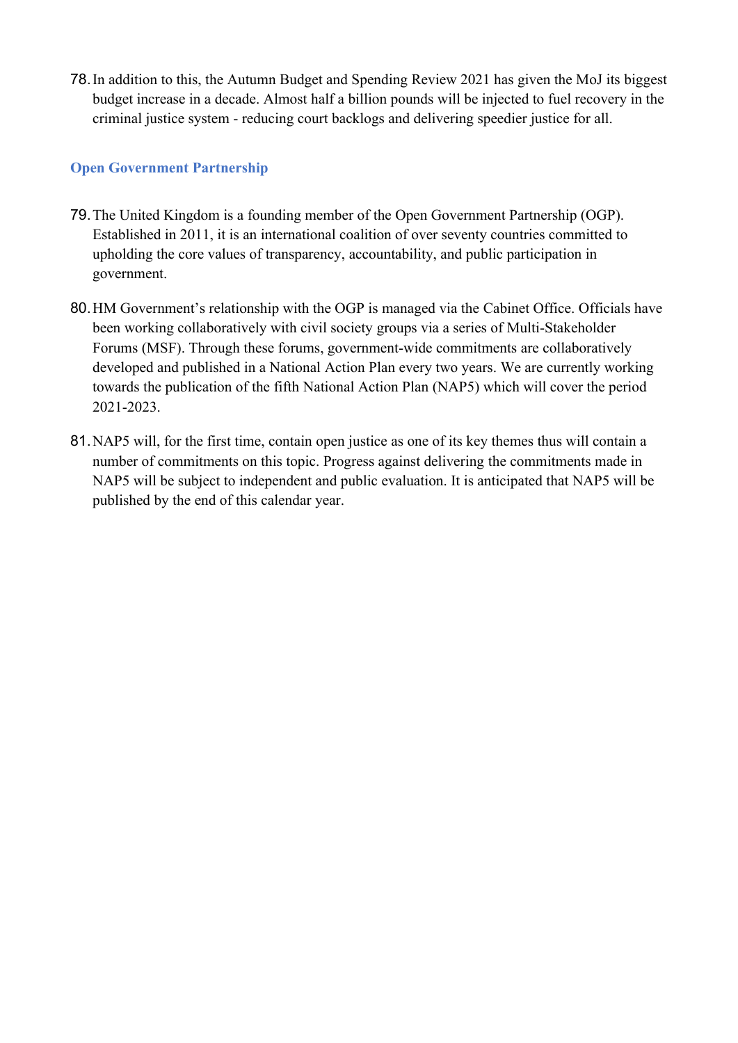78. In addition to this, the Autumn Budget and Spending Review 2021 has given the MoJ its biggest budget increase in a decade. Almost half a billion pounds will be injected to fuel recovery in the criminal justice system - reducing court backlogs and delivering speedier justice for all.

## Open Government Partnership

79. The United Kingdom is a founding member of the Open Government Partnership (OGP). Established in 2011, it is an international coalition of over seventy countries committed to upholding the core values of transparency, accountability, and public participation in government.

80. HM Government's relationship with the OGP is managed via the Cabinet Office. Officials have been working collaboratively with civil society groups via a series of Multi-Stakeholder Forums (MSF). Through these forums, government-wide commitments are collaboratively developed and published in a National Action Plan every two years. We are currently working towards the publication of the fifth National Action Plan (NAP5) which will cover the period 2021-2023.

81. NAP5 will, for the first time, contain open justice as one of its key themes thus will contain a number of commitments on this topic. Progress against delivering the commitments made in NAP5 will be subject to independent and public evaluation. It is anticipated that NAP5 will be published by the end of this calendar year.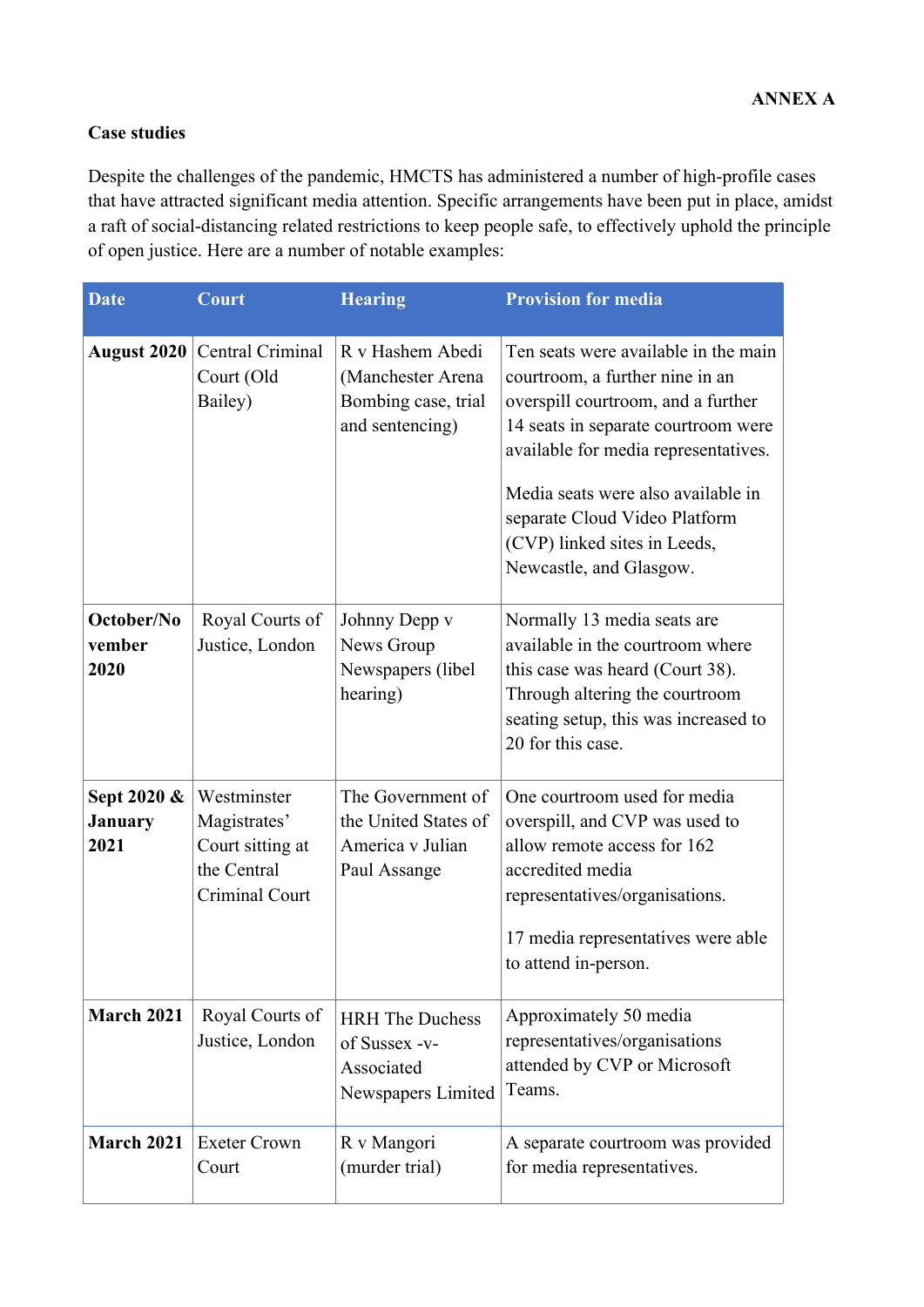**ANNEX A**

**Case studies**

Despite the challenges of the pandemic, HMCTS has administered a number of high-profile cases that have attracted significant media attention. Specific arrangements have been put in place, amidst a raft of social-distancing related restrictions to keep people safe, to effectively uphold the principle of open justice. Here are a number of notable examples:

| Date | Court | Hearing | Provision for media |
|---|---|---|---|
| **August 2020** | Central Criminal Court (Old Bailey) | R v Hashem Abedi (Manchester Arena Bombing case, trial and sentencing) | Ten seats were available in the main courtroom, a further nine in an overspill courtroom, and a further 14 seats in separate courtroom were available for media representatives.<br><br>Media seats were also available in separate Cloud Video Platform (CVP) linked sites in Leeds, Newcastle, and Glasgow. |
| **October/November 2020** | Royal Courts of Justice, London | Johnny Depp v News Group Newspapers (libel hearing) | Normally 13 media seats are available in the courtroom where this case was heard (Court 38). Through altering the courtroom seating setup, this was increased to 20 for this case. |
| **Sept 2020 & January 2021** | Westminster Magistrates' Court sitting at the Central Criminal Court | The Government of the United States of America v Julian Paul Assange | One courtroom used for media overspill, and CVP was used to allow remote access for 162 accredited media representatives/organisations.<br><br>17 media representatives were able to attend in-person. |
| **March 2021** | Royal Courts of Justice, London | HRH The Duchess of Sussex -v- Associated Newspapers Limited | Approximately 50 media representatives/organisations attended by CVP or Microsoft Teams. |
| **March 2021** | Exeter Crown Court | R v Mangori (murder trial) | A separate courtroom was provided for media representatives. |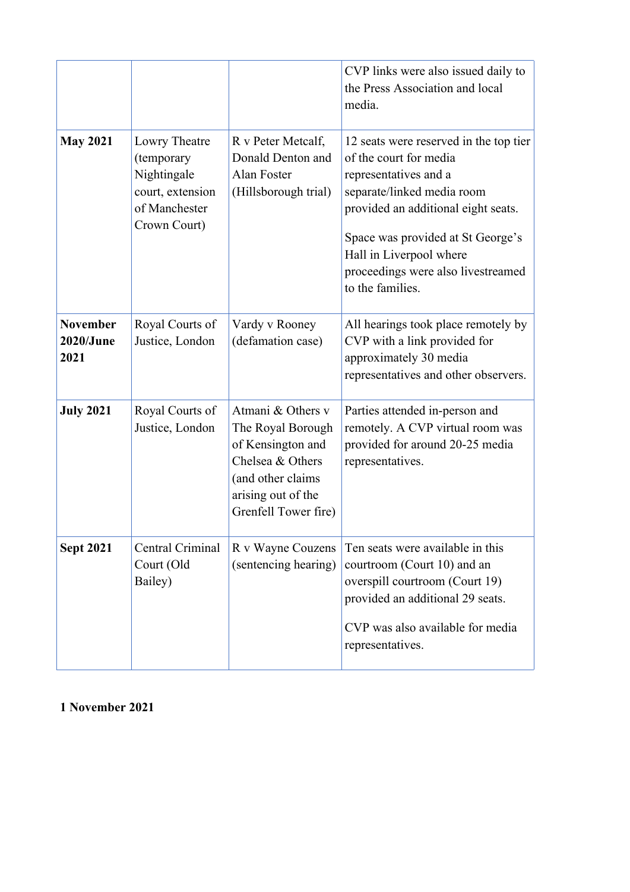| | | | |
|---|---|---|---|
| | | | CVP links were also issued daily to the Press Association and local media. |
| **May 2021** | Lowry Theatre (temporary Nightingale court, extension of Manchester Crown Court) | R v Peter Metcalf, Donald Denton and Alan Foster (Hillsborough trial) | 12 seats were reserved in the top tier of the court for media representatives and a separate/linked media room provided an additional eight seats.<br><br>Space was provided at St George's Hall in Liverpool where proceedings were also livestreamed to the families. |
| **November 2020/June 2021** | Royal Courts of Justice, London | Vardy v Rooney (defamation case) | All hearings took place remotely by CVP with a link provided for approximately 30 media representatives and other observers. |
| **July 2021** | Royal Courts of Justice, London | Atmani & Others v The Royal Borough of Kensington and Chelsea & Others (and other claims arising out of the Grenfell Tower fire) | Parties attended in-person and remotely. A CVP virtual room was provided for around 20-25 media representatives. |
| **Sept 2021** | Central Criminal Court (Old Bailey) | R v Wayne Couzens (sentencing hearing) | Ten seats were available in this courtroom (Court 10) and an overspill courtroom (Court 19) provided an additional 29 seats.<br><br>CVP was also available for media representatives. |

**1 November 2021**